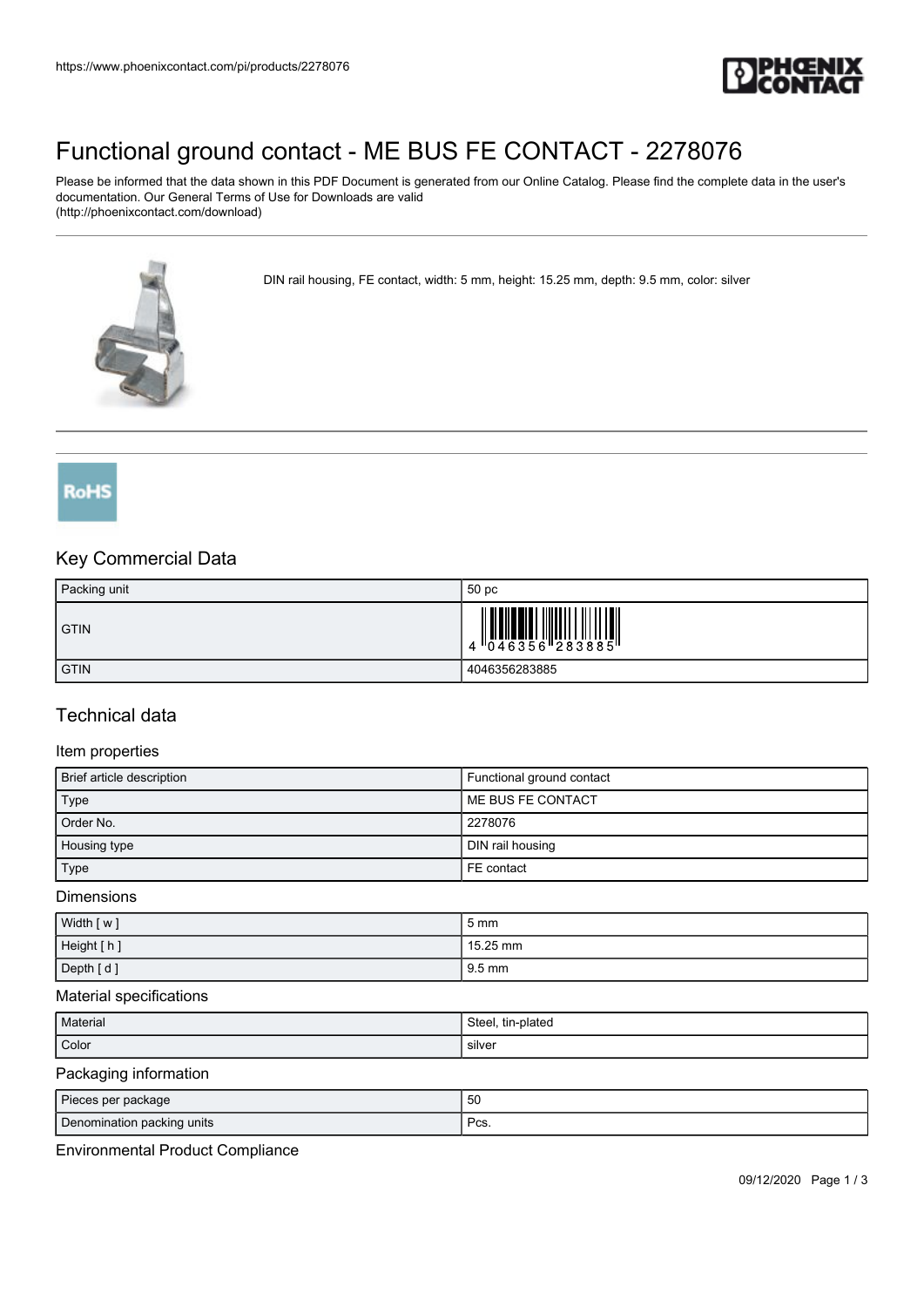# Functional ground contact - ME BUS FE CONTACT - 2278076

Please be informed that the data shown in this PDF Document is generated from our Online Catalog. Please find the complete data in the user's documentation. Our General Terms of Use for Downloads are valid
(http://phoenixcontact.com/download)

DIN rail housing, FE contact, width: 5 mm, height: 15.25 mm, depth: 9.5 mm, color: silver

## Key Commercial Data

| Packing unit | 50 pc |
|---|---|
| GTIN | 4 046356 283885 |
| GTIN | 4046356283885 |

## Technical data

### Item properties

| Brief article description | Functional ground contact |
|---|---|
| Type | ME BUS FE CONTACT |
| Order No. | 2278076 |
| Housing type | DIN rail housing |
| Type | FE contact |

### Dimensions

| Width [ w ] | 5 mm |
|---|---|
| Height [ h ] | 15.25 mm |
| Depth [ d ] | 9.5 mm |

### Material specifications

| Material | Steel, tin-plated |
|---|---|
| Color | silver |

### Packaging information

| Pieces per package | 50 |
|---|---|
| Denomination packing units | Pcs. |

### Environmental Product Compliance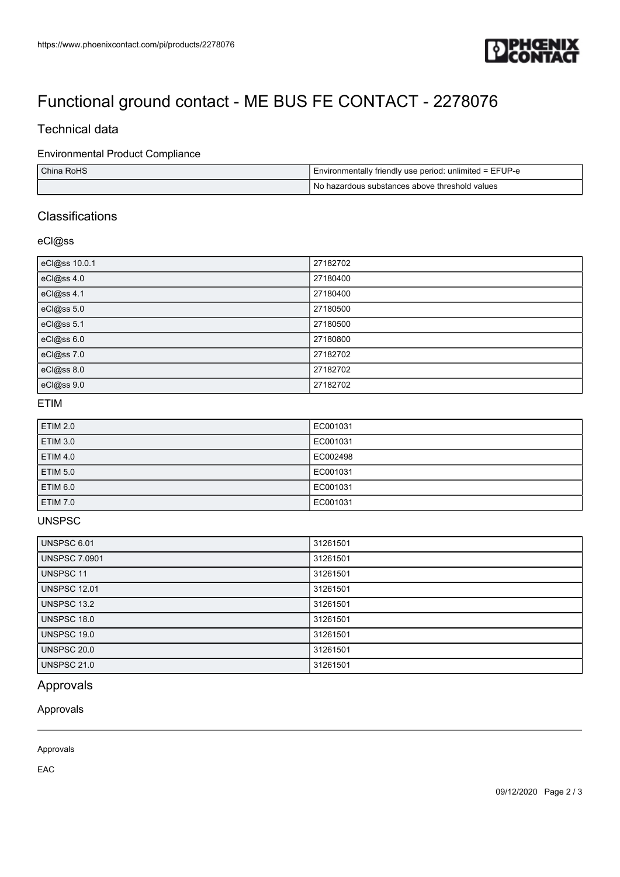# Functional ground contact - ME BUS FE CONTACT - 2278076

## Technical data

### Environmental Product Compliance

| | |
|---|---|
| China RoHS | Environmentally friendly use period: unlimited = EFUP-e |
| | No hazardous substances above threshold values |

## Classifications

### eCl@ss

| | |
|---|---|
| eCl@ss 10.0.1 | 27182702 |
| eCl@ss 4.0 | 27180400 |
| eCl@ss 4.1 | 27180400 |
| eCl@ss 5.0 | 27180500 |
| eCl@ss 5.1 | 27180500 |
| eCl@ss 6.0 | 27180800 |
| eCl@ss 7.0 | 27182702 |
| eCl@ss 8.0 | 27182702 |
| eCl@ss 9.0 | 27182702 |

### ETIM

| | |
|---|---|
| ETIM 2.0 | EC001031 |
| ETIM 3.0 | EC001031 |
| ETIM 4.0 | EC002498 |
| ETIM 5.0 | EC001031 |
| ETIM 6.0 | EC001031 |
| ETIM 7.0 | EC001031 |

### UNSPSC

| | |
|---|---|
| UNSPSC 6.01 | 31261501 |
| UNSPSC 7.0901 | 31261501 |
| UNSPSC 11 | 31261501 |
| UNSPSC 12.01 | 31261501 |
| UNSPSC 13.2 | 31261501 |
| UNSPSC 18.0 | 31261501 |
| UNSPSC 19.0 | 31261501 |
| UNSPSC 20.0 | 31261501 |
| UNSPSC 21.0 | 31261501 |

## Approvals

### Approvals

Approvals

EAC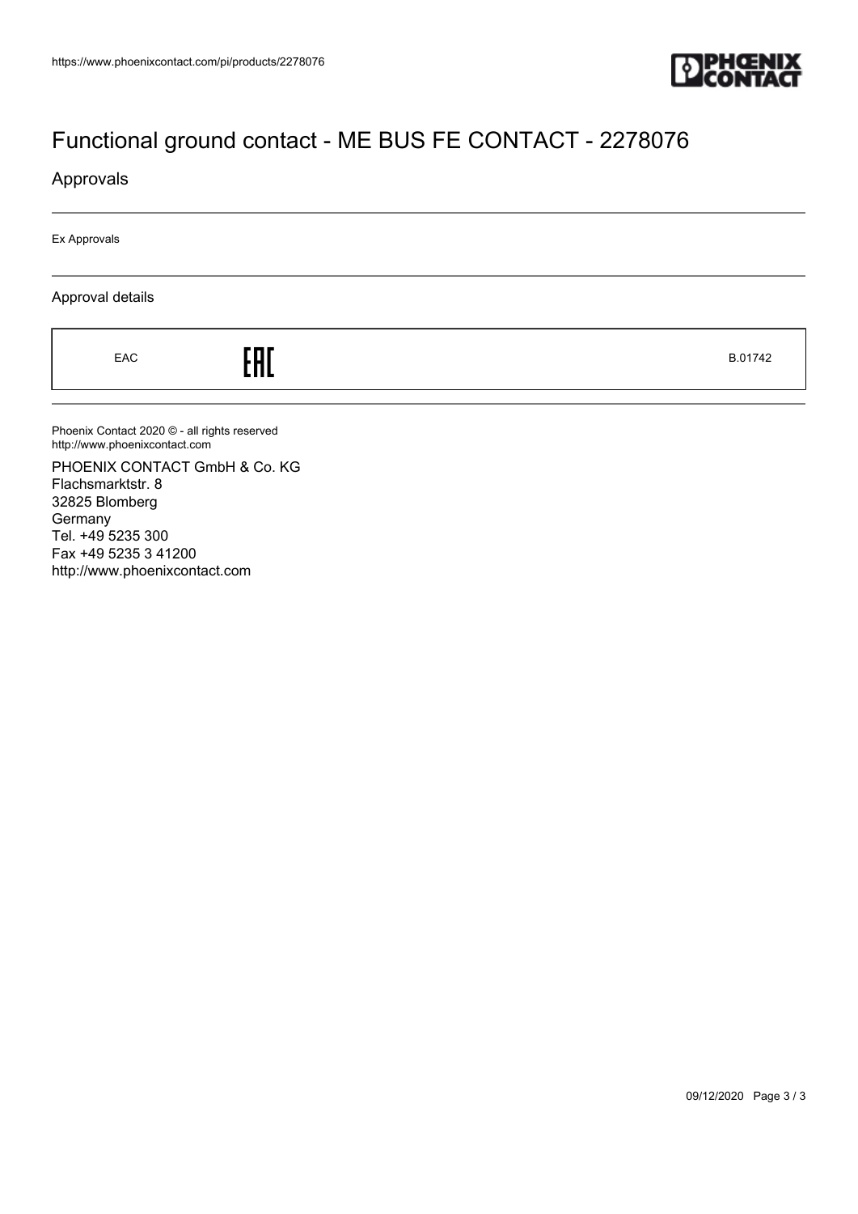# Functional ground contact - ME BUS FE CONTACT - 2278076

## Approvals

Ex Approvals

### Approval details

| EAC | EAC | B.01742 |
|---|---|---|

Phoenix Contact 2020 © - all rights reserved
http://www.phoenixcontact.com

PHOENIX CONTACT GmbH & Co. KG
Flachsmarktstr. 8
32825 Blomberg
Germany
Tel. +49 5235 300
Fax +49 5235 3 41200
http://www.phoenixcontact.com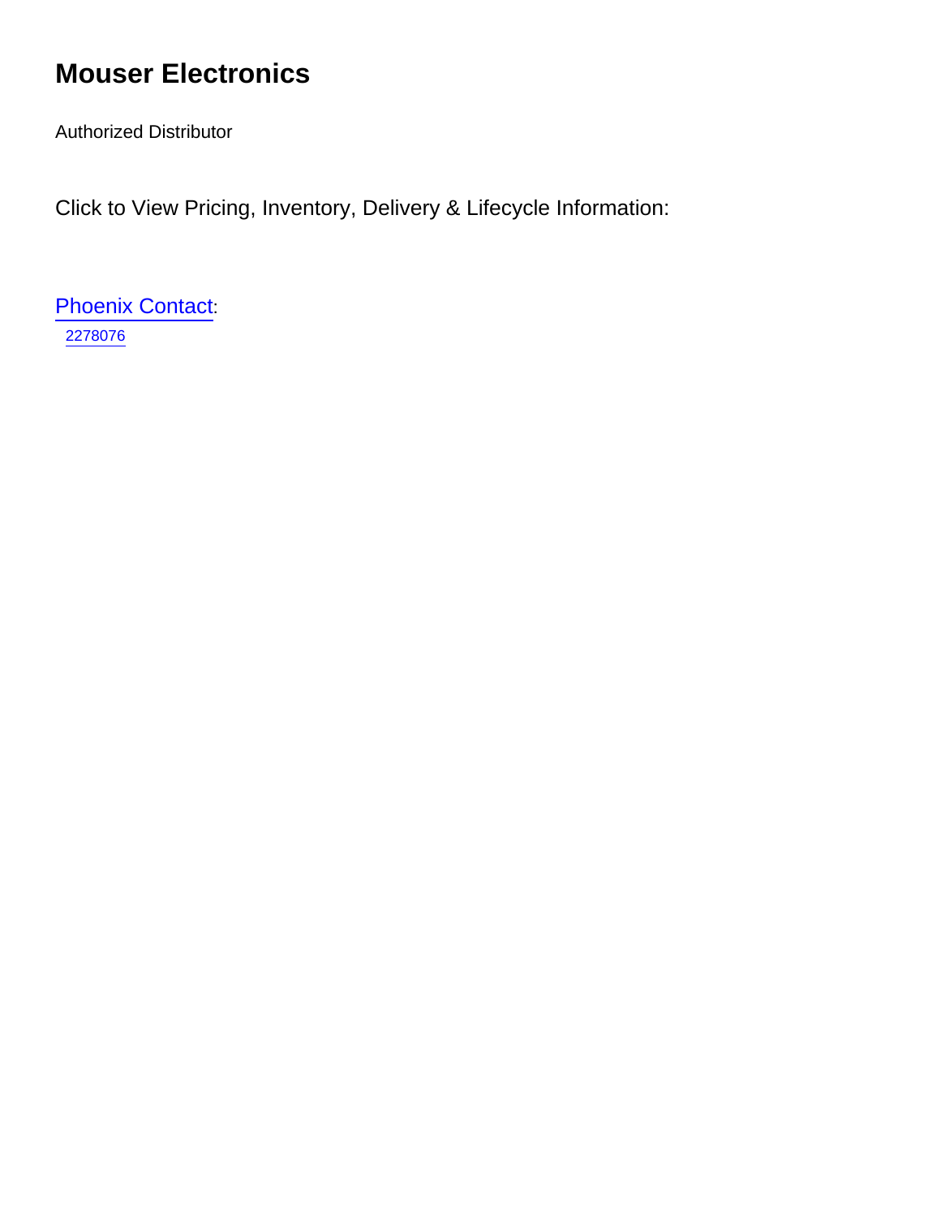# Mouser Electronics

Authorized Distributor

Click to View Pricing, Inventory, Delivery & Lifecycle Information:

Phoenix Contact:

2278076